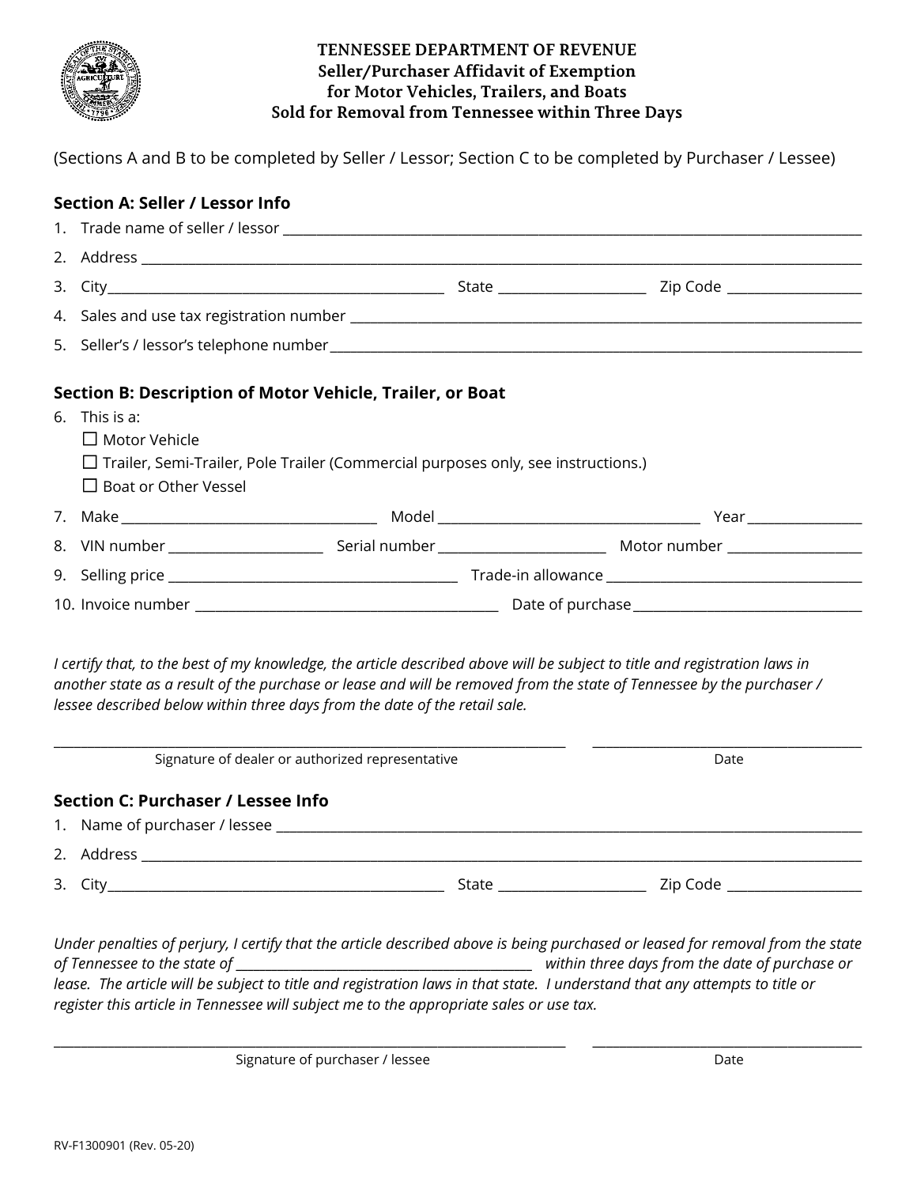**TENNESSEE DEPARTMENT OF REVENUE**
**Seller/Purchaser Affidavit of Exemption**
**for Motor Vehicles, Trailers, and Boats**
**Sold for Removal from Tennessee within Three Days**

(Sections A and B to be completed by Seller / Lessor; Section C to be completed by Purchaser / Lessee)

## Section A: Seller / Lessor Info

1. Trade name of seller / lessor ______________________________
2. Address ______________________________
3. City______________________ State ______________ Zip Code ______________
4. Sales and use tax registration number ______________________________
5. Seller's / lessor's telephone number ______________________________

## Section B: Description of Motor Vehicle, Trailer, or Boat

6. This is a:
   - ☐ Motor Vehicle
   - ☐ Trailer, Semi-Trailer, Pole Trailer (Commercial purposes only, see instructions.)
   - ☐ Boat or Other Vessel
7. Make ______________ Model ______________ Year ______________
8. VIN number ______________ Serial number ______________ Motor number ______________
9. Selling price ______________ Trade-in allowance ______________
10. Invoice number ______________ Date of purchase ______________

*I certify that, to the best of my knowledge, the article described above will be subject to title and registration laws in another state as a result of the purchase or lease and will be removed from the state of Tennessee by the purchaser / lessee described below within three days from the date of the retail sale.*

______________________________ ______________
Signature of dealer or authorized representative Date

## Section C: Purchaser / Lessee Info

1. Name of purchaser / lessee ______________________________
2. Address ______________________________
3. City______________________ State ______________ Zip Code ______________

*Under penalties of perjury, I certify that the article described above is being purchased or leased for removal from the state of Tennessee to the state of ______________________ within three days from the date of purchase or lease. The article will be subject to title and registration laws in that state. I understand that any attempts to title or register this article in Tennessee will subject me to the appropriate sales or use tax.*

______________________________ ______________
Signature of purchaser / lessee Date

RV-F1300901 (Rev. 05-20)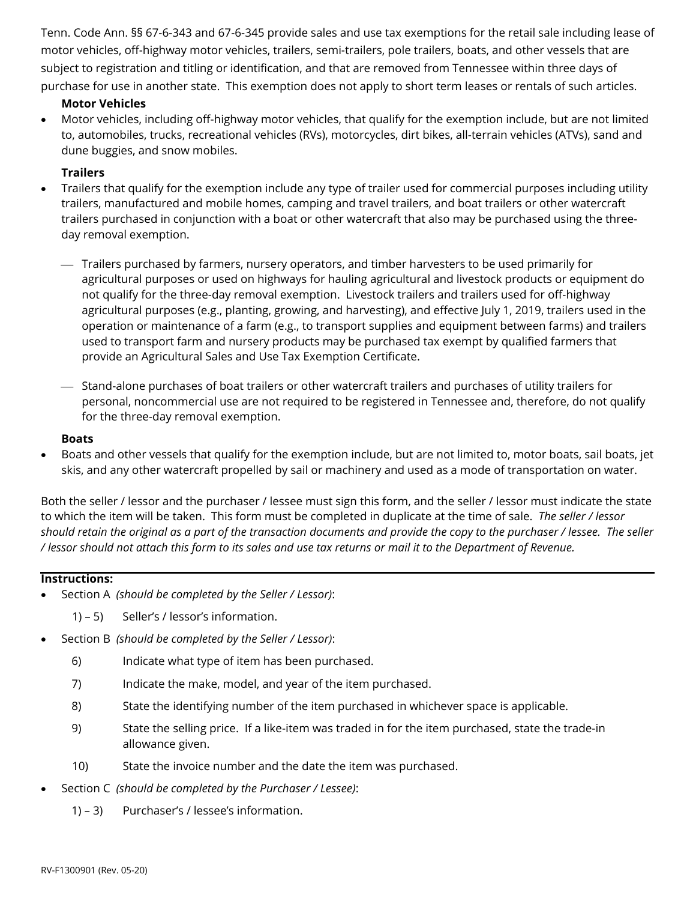Tenn. Code Ann. §§ 67-6-343 and 67-6-345 provide sales and use tax exemptions for the retail sale including lease of motor vehicles, off-highway motor vehicles, trailers, semi-trailers, pole trailers, boats, and other vessels that are subject to registration and titling or identification, and that are removed from Tennessee within three days of purchase for use in another state. This exemption does not apply to short term leases or rentals of such articles.

**Motor Vehicles**

- Motor vehicles, including off-highway motor vehicles, that qualify for the exemption include, but are not limited to, automobiles, trucks, recreational vehicles (RVs), motorcycles, dirt bikes, all-terrain vehicles (ATVs), sand and dune buggies, and snow mobiles.

**Trailers**

- Trailers that qualify for the exemption include any type of trailer used for commercial purposes including utility trailers, manufactured and mobile homes, camping and travel trailers, and boat trailers or other watercraft trailers purchased in conjunction with a boat or other watercraft that also may be purchased using the three-day removal exemption.
  - Trailers purchased by farmers, nursery operators, and timber harvesters to be used primarily for agricultural purposes or used on highways for hauling agricultural and livestock products or equipment do not qualify for the three-day removal exemption. Livestock trailers and trailers used for off-highway agricultural purposes (e.g., planting, growing, and harvesting), and effective July 1, 2019, trailers used in the operation or maintenance of a farm (e.g., to transport supplies and equipment between farms) and trailers used to transport farm and nursery products may be purchased tax exempt by qualified farmers that provide an Agricultural Sales and Use Tax Exemption Certificate.
  - Stand-alone purchases of boat trailers or other watercraft trailers and purchases of utility trailers for personal, noncommercial use are not required to be registered in Tennessee and, therefore, do not qualify for the three-day removal exemption.

**Boats**

- Boats and other vessels that qualify for the exemption include, but are not limited to, motor boats, sail boats, jet skis, and any other watercraft propelled by sail or machinery and used as a mode of transportation on water.

Both the seller / lessor and the purchaser / lessee must sign this form, and the seller / lessor must indicate the state to which the item will be taken. This form must be completed in duplicate at the time of sale. *The seller / lessor should retain the original as a part of the transaction documents and provide the copy to the purchaser / lessee. The seller / lessor should not attach this form to its sales and use tax returns or mail it to the Department of Revenue.*

**Instructions:**

- Section A *(should be completed by the Seller / Lessor)*:
  - 1) – 5) Seller's / lessor's information.
- Section B *(should be completed by the Seller / Lessor)*:
  - 6) Indicate what type of item has been purchased.
  - 7) Indicate the make, model, and year of the item purchased.
  - 8) State the identifying number of the item purchased in whichever space is applicable.
  - 9) State the selling price. If a like-item was traded in for the item purchased, state the trade-in allowance given.
  - 10) State the invoice number and the date the item was purchased.
- Section C *(should be completed by the Purchaser / Lessee)*:
  - 1) – 3) Purchaser's / lessee's information.

RV-F1300901 (Rev. 05-20)